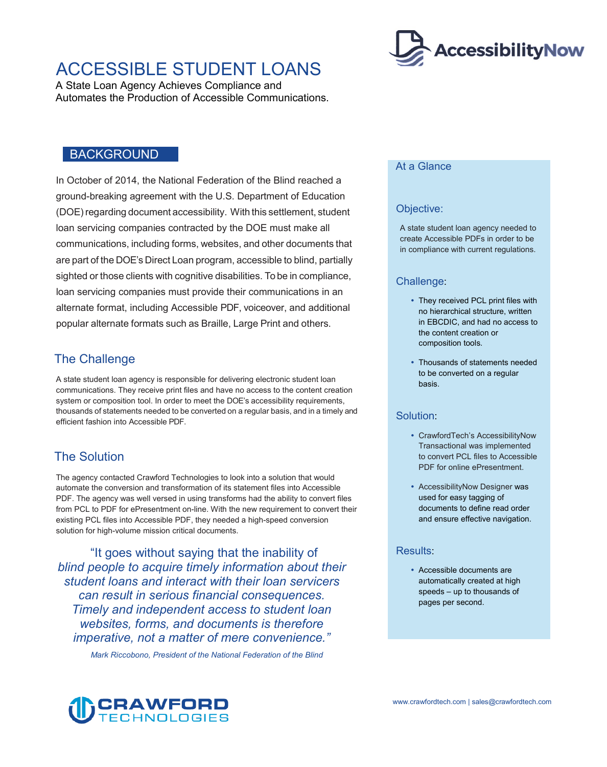# ACCESSIBLE STUDENT LOANS

A State Loan Agency Achieves Compliance and Automates the Production of Accessible Communications.

## BACKGROUND

In October of 2014, the National Federation of the Blind reached a ground-breaking agreement with the U.S. Department of Education (DOE) regarding document accessibility. With this settlement, student loan servicing companies contracted by the DOE must make all communications, including forms, websites, and other documents that are part of the DOE's Direct Loan program, accessible to blind, partially sighted or those clients with cognitive disabilities. To be in compliance, loan servicing companies must provide their communications in an alternate format, including Accessible PDF, voiceover, and additional popular alternate formats such as Braille, Large Print and others.

## The Challenge

A state student loan agency is responsible for delivering electronic student loan communications. They receive print files and have no access to the content creation system or composition tool. In order to meet the DOE's accessibility requirements, thousands of statements needed to be converted on a regular basis, and in a timely and efficient fashion into Accessible PDF.

## The Solution

The agency contacted Crawford Technologies to look into a solution that would automate the conversion and transformation of its statement files into Accessible PDF. The agency was well versed in using transforms had the ability to convert files from PCL to PDF for ePresentment on-line. With the new requirement to convert their existing PCL files into Accessible PDF, they needed a high-speed conversion solution for high-volume mission critical documents.

> *"It goes without saying that the inability of blind people to acquire timely information about their student loans and interact with their loan servicers can result in serious financial consequences. Timely and independent access to student loan websites, forms, and documents is therefore imperative, not a matter of mere convenience."*
>
> *Mark Riccobono, President of the National Federation of the Blind*

## At a Glance

### Objective:

A state student loan agency needed to create Accessible PDFs in order to be in compliance with current regulations.

### Challenge:

- They received PCL print files with no hierarchical structure, written in EBCDIC, and had no access to the content creation or composition tools.
- Thousands of statements needed to be converted on a regular basis.

### Solution:

- CrawfordTech's AccessibilityNow Transactional was implemented to convert PCL files to Accessible PDF for online ePresentment.
- AccessibilityNow Designer was used for easy tagging of documents to define read order and ensure effective navigation.

### Results:

- Accessible documents are automatically created at high speeds – up to thousands of pages per second.

www.crawfordtech.com | sales@crawfordtech.com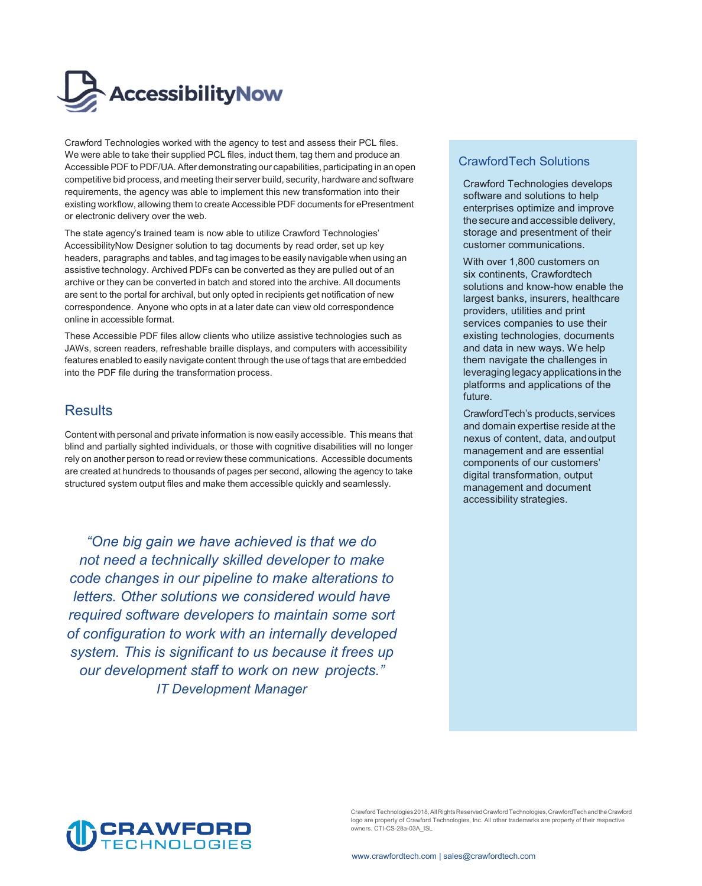Crawford Technologies worked with the agency to test and assess their PCL files. We were able to take their supplied PCL files, induct them, tag them and produce an Accessible PDF to PDF/UA. After demonstrating our capabilities, participating in an open competitive bid process, and meeting their server build, security, hardware and software requirements, the agency was able to implement this new transformation into their existing workflow, allowing them to create Accessible PDF documents for ePresentment or electronic delivery over the web.

The state agency's trained team is now able to utilize Crawford Technologies' AccessibilityNow Designer solution to tag documents by read order, set up key headers, paragraphs and tables, and tag images to be easily navigable when using an assistive technology. Archived PDFs can be converted as they are pulled out of an archive or they can be converted in batch and stored into the archive. All documents are sent to the portal for archival, but only opted in recipients get notification of new correspondence. Anyone who opts in at a later date can view old correspondence online in accessible format.

These Accessible PDF files allow clients who utilize assistive technologies such as JAWs, screen readers, refreshable braille displays, and computers with accessibility features enabled to easily navigate content through the use of tags that are embedded into the PDF file during the transformation process.

## Results

Content with personal and private information is now easily accessible. This means that blind and partially sighted individuals, or those with cognitive disabilities will no longer rely on another person to read or review these communications. Accessible documents are created at hundreds to thousands of pages per second, allowing the agency to take structured system output files and make them accessible quickly and seamlessly.

*"One big gain we have achieved is that we do not need a technically skilled developer to make code changes in our pipeline to make alterations to letters. Other solutions we considered would have required software developers to maintain some sort of configuration to work with an internally developed system. This is significant to us because it frees up our development staff to work on new projects."*
*IT Development Manager*

## CrawfordTech Solutions

Crawford Technologies develops software and solutions to help enterprises optimize and improve the secure and accessible delivery, storage and presentment of their customer communications.

With over 1,800 customers on six continents, Crawfordtech solutions and know-how enable the largest banks, insurers, healthcare providers, utilities and print services companies to use their existing technologies, documents and data in new ways. We help them navigate the challenges in leveraging legacy applications in the platforms and applications of the future.

CrawfordTech's products, services and domain expertise reside at the nexus of content, data, and output management and are essential components of our customers' digital transformation, output management and document accessibility strategies.

Crawford Technologies 2018, All Rights Reserved Crawford Technologies, CrawfordTech and the Crawford logo are property of Crawford Technologies, Inc. All other trademarks are property of their respective owners. CTI-CS-28a-03A_ISL

www.crawfordtech.com | sales@crawfordtech.com